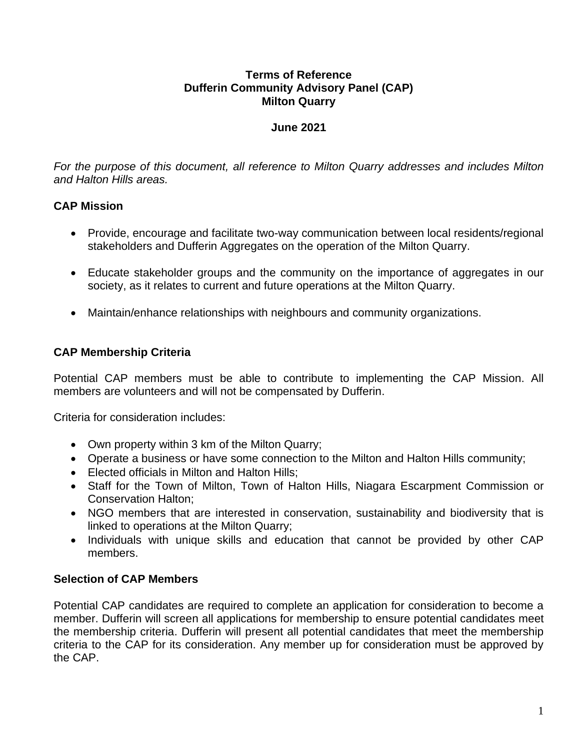**Terms of Reference**
**Dufferin Community Advisory Panel (CAP)**
**Milton Quarry**

**June 2021**

*For the purpose of this document, all reference to Milton Quarry addresses and includes Milton and Halton Hills areas.*

## CAP Mission

- Provide, encourage and facilitate two-way communication between local residents/regional stakeholders and Dufferin Aggregates on the operation of the Milton Quarry.
- Educate stakeholder groups and the community on the importance of aggregates in our society, as it relates to current and future operations at the Milton Quarry.
- Maintain/enhance relationships with neighbours and community organizations.

## CAP Membership Criteria

Potential CAP members must be able to contribute to implementing the CAP Mission. All members are volunteers and will not be compensated by Dufferin.

Criteria for consideration includes:

- Own property within 3 km of the Milton Quarry;
- Operate a business or have some connection to the Milton and Halton Hills community;
- Elected officials in Milton and Halton Hills;
- Staff for the Town of Milton, Town of Halton Hills, Niagara Escarpment Commission or Conservation Halton;
- NGO members that are interested in conservation, sustainability and biodiversity that is linked to operations at the Milton Quarry;
- Individuals with unique skills and education that cannot be provided by other CAP members.

## Selection of CAP Members

Potential CAP candidates are required to complete an application for consideration to become a member. Dufferin will screen all applications for membership to ensure potential candidates meet the membership criteria. Dufferin will present all potential candidates that meet the membership criteria to the CAP for its consideration. Any member up for consideration must be approved by the CAP.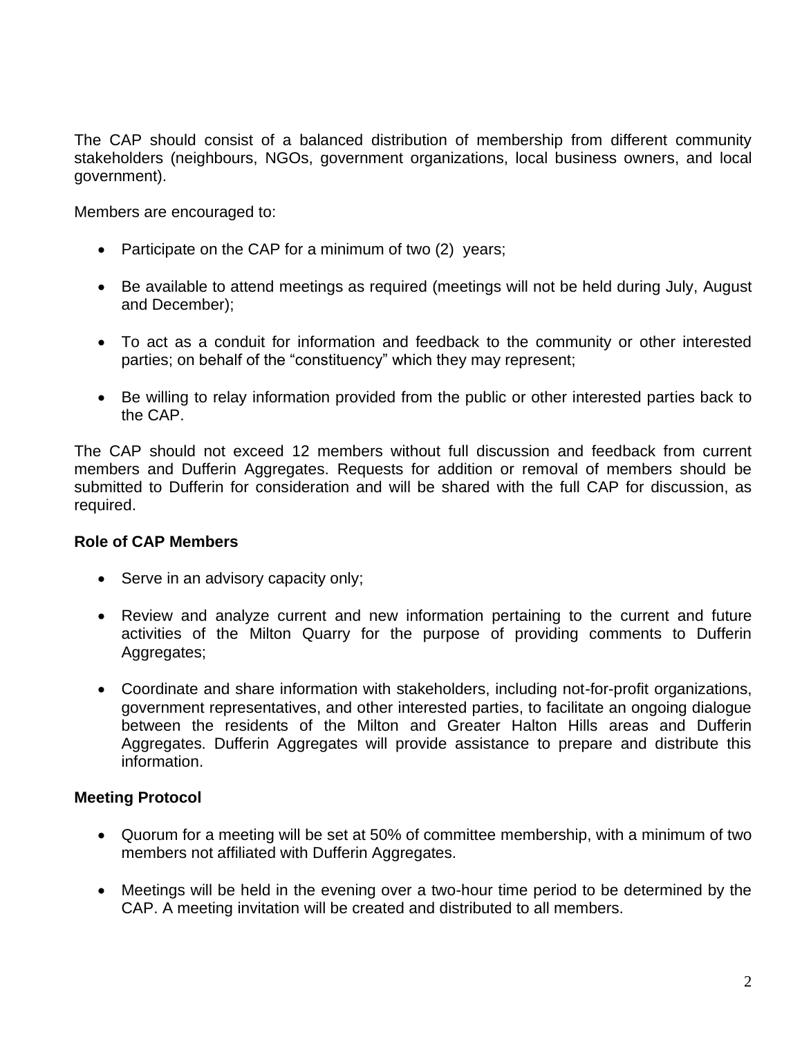The CAP should consist of a balanced distribution of membership from different community stakeholders (neighbours, NGOs, government organizations, local business owners, and local government).

Members are encouraged to:

- Participate on the CAP for a minimum of two (2) years;
- Be available to attend meetings as required (meetings will not be held during July, August and December);
- To act as a conduit for information and feedback to the community or other interested parties; on behalf of the "constituency" which they may represent;
- Be willing to relay information provided from the public or other interested parties back to the CAP.

The CAP should not exceed 12 members without full discussion and feedback from current members and Dufferin Aggregates. Requests for addition or removal of members should be submitted to Dufferin for consideration and will be shared with the full CAP for discussion, as required.

**Role of CAP Members**

- Serve in an advisory capacity only;
- Review and analyze current and new information pertaining to the current and future activities of the Milton Quarry for the purpose of providing comments to Dufferin Aggregates;
- Coordinate and share information with stakeholders, including not-for-profit organizations, government representatives, and other interested parties, to facilitate an ongoing dialogue between the residents of the Milton and Greater Halton Hills areas and Dufferin Aggregates. Dufferin Aggregates will provide assistance to prepare and distribute this information.

**Meeting Protocol**

- Quorum for a meeting will be set at 50% of committee membership, with a minimum of two members not affiliated with Dufferin Aggregates.
- Meetings will be held in the evening over a two-hour time period to be determined by the CAP. A meeting invitation will be created and distributed to all members.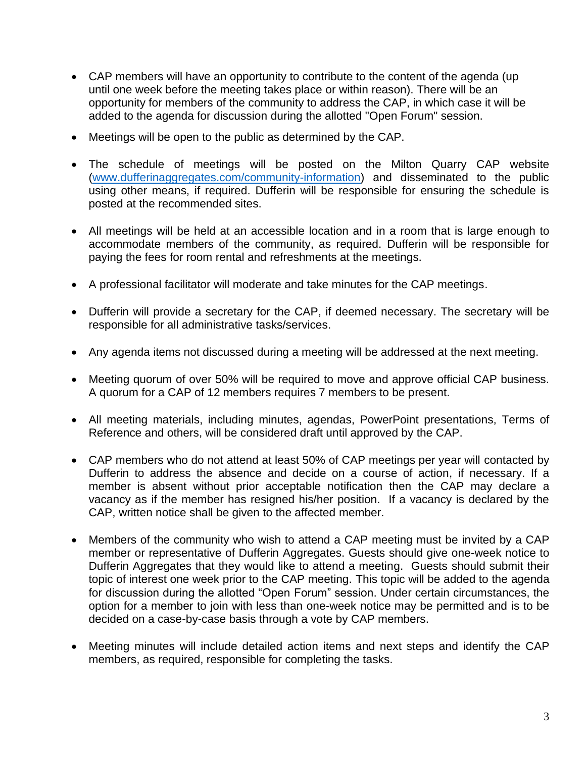- CAP members will have an opportunity to contribute to the content of the agenda (up until one week before the meeting takes place or within reason). There will be an opportunity for members of the community to address the CAP, in which case it will be added to the agenda for discussion during the allotted "Open Forum" session.

- Meetings will be open to the public as determined by the CAP.

- The schedule of meetings will be posted on the Milton Quarry CAP website ([www.dufferinaggregates.com/community-information](www.dufferinaggregates.com/community-information)) and disseminated to the public using other means, if required. Dufferin will be responsible for ensuring the schedule is posted at the recommended sites.

- All meetings will be held at an accessible location and in a room that is large enough to accommodate members of the community, as required. Dufferin will be responsible for paying the fees for room rental and refreshments at the meetings.

- A professional facilitator will moderate and take minutes for the CAP meetings.

- Dufferin will provide a secretary for the CAP, if deemed necessary. The secretary will be responsible for all administrative tasks/services.

- Any agenda items not discussed during a meeting will be addressed at the next meeting.

- Meeting quorum of over 50% will be required to move and approve official CAP business. A quorum for a CAP of 12 members requires 7 members to be present.

- All meeting materials, including minutes, agendas, PowerPoint presentations, Terms of Reference and others, will be considered draft until approved by the CAP.

- CAP members who do not attend at least 50% of CAP meetings per year will contacted by Dufferin to address the absence and decide on a course of action, if necessary. If a member is absent without prior acceptable notification then the CAP may declare a vacancy as if the member has resigned his/her position. If a vacancy is declared by the CAP, written notice shall be given to the affected member.

- Members of the community who wish to attend a CAP meeting must be invited by a CAP member or representative of Dufferin Aggregates. Guests should give one-week notice to Dufferin Aggregates that they would like to attend a meeting. Guests should submit their topic of interest one week prior to the CAP meeting. This topic will be added to the agenda for discussion during the allotted "Open Forum" session. Under certain circumstances, the option for a member to join with less than one-week notice may be permitted and is to be decided on a case-by-case basis through a vote by CAP members.

- Meeting minutes will include detailed action items and next steps and identify the CAP members, as required, responsible for completing the tasks.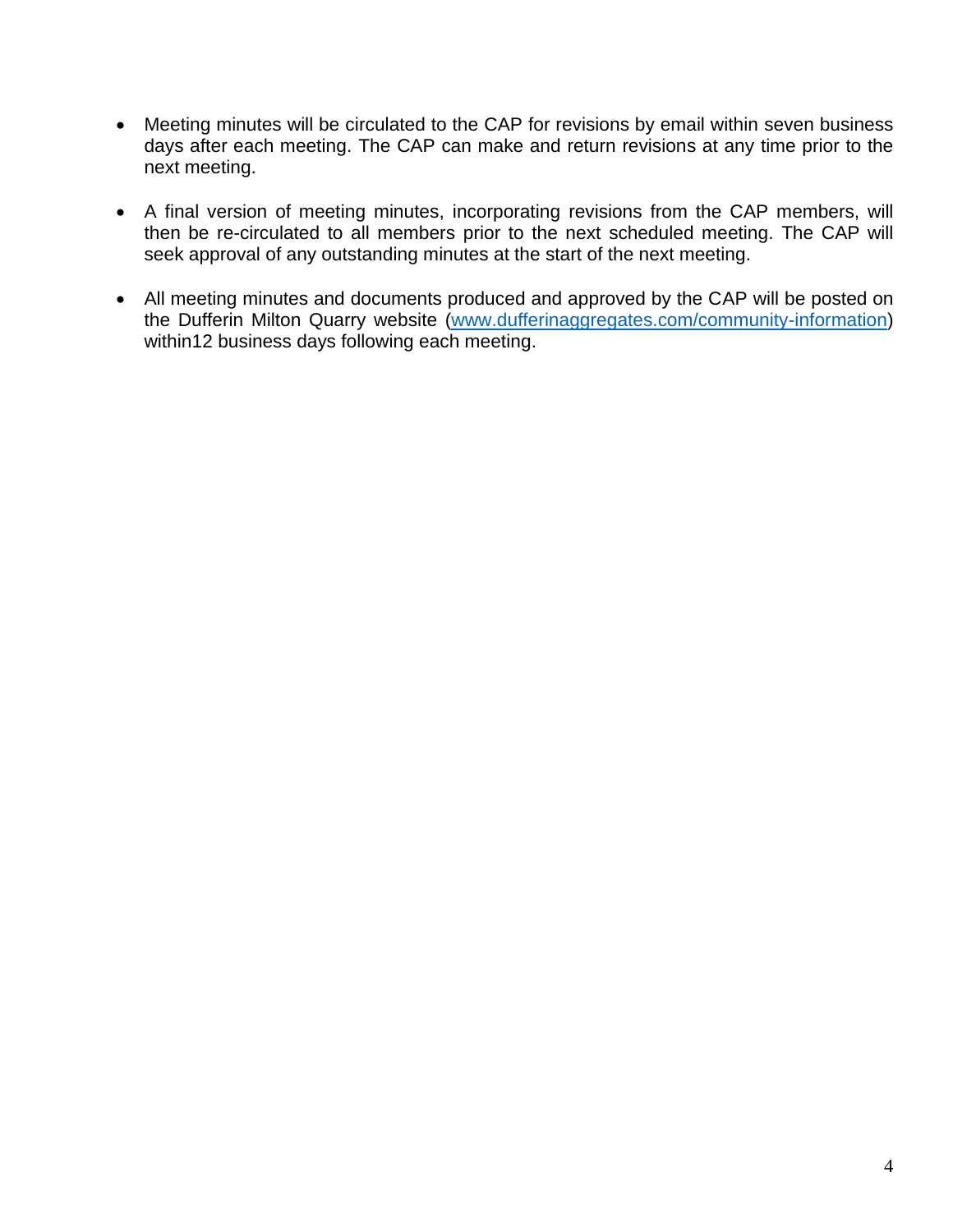- Meeting minutes will be circulated to the CAP for revisions by email within seven business days after each meeting. The CAP can make and return revisions at any time prior to the next meeting.

- A final version of meeting minutes, incorporating revisions from the CAP members, will then be re-circulated to all members prior to the next scheduled meeting. The CAP will seek approval of any outstanding minutes at the start of the next meeting.

- All meeting minutes and documents produced and approved by the CAP will be posted on the Dufferin Milton Quarry website ([www.dufferinaggregates.com/community-information](http://www.dufferinaggregates.com/community-information)) within12 business days following each meeting.